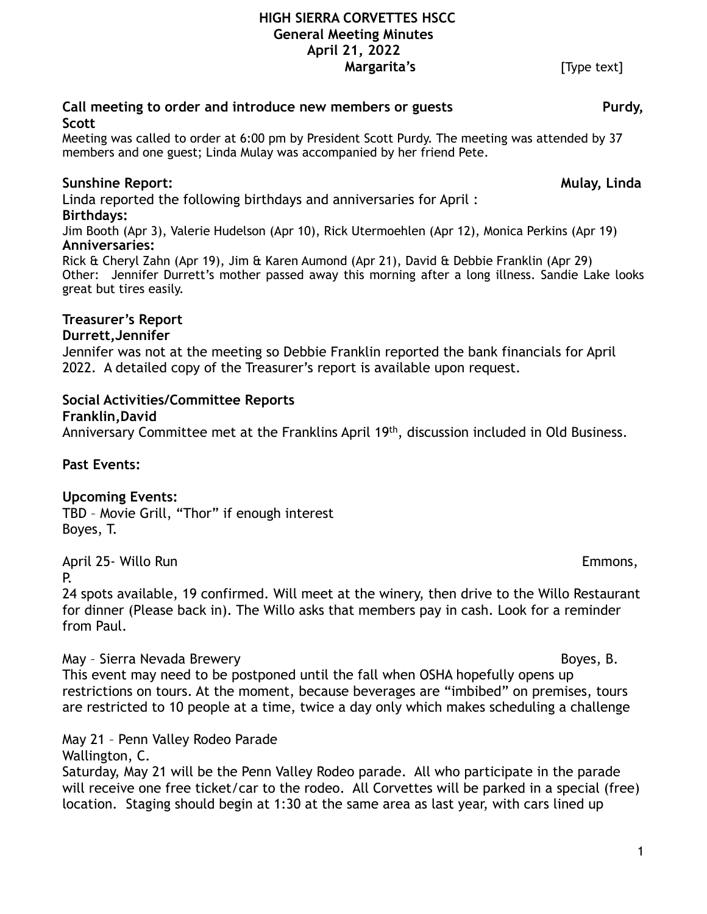# HIGH SIERRA CORVETTES HSCC
## General Meeting Minutes
## April 21, 2022
## Margarita's

[Type text]

**Call meeting to order and introduce new members or guests** **Purdy, Scott**

Meeting was called to order at 6:00 pm by President Scott Purdy. The meeting was attended by 37 members and one guest; Linda Mulay was accompanied by her friend Pete.

**Sunshine Report:** **Mulay, Linda**

Linda reported the following birthdays and anniversaries for April :

**Birthdays:**

Jim Booth (Apr 3), Valerie Hudelson (Apr 10), Rick Utermoehlen (Apr 12), Monica Perkins (Apr 19)

**Anniversaries:**

Rick & Cheryl Zahn (Apr 19), Jim & Karen Aumond (Apr 21), David & Debbie Franklin (Apr 29)

Other: Jennifer Durrett's mother passed away this morning after a long illness. Sandie Lake looks great but tires easily.

**Treasurer's Report**

**Durrett,Jennifer**

Jennifer was not at the meeting so Debbie Franklin reported the bank financials for April 2022. A detailed copy of the Treasurer's report is available upon request.

**Social Activities/Committee Reports**

**Franklin,David**

Anniversary Committee met at the Franklins April 19th, discussion included in Old Business.

**Past Events:**

**Upcoming Events:**

TBD – Movie Grill, "Thor" if enough interest
Boyes, T.

April 25- Willo Run Emmons, P.

24 spots available, 19 confirmed. Will meet at the winery, then drive to the Willo Restaurant for dinner (Please back in). The Willo asks that members pay in cash. Look for a reminder from Paul.

May – Sierra Nevada Brewery Boyes, B.

This event may need to be postponed until the fall when OSHA hopefully opens up restrictions on tours. At the moment, because beverages are "imbibed" on premises, tours are restricted to 10 people at a time, twice a day only which makes scheduling a challenge

May 21 – Penn Valley Rodeo Parade
Wallington, C.

Saturday, May 21 will be the Penn Valley Rodeo parade. All who participate in the parade will receive one free ticket/car to the rodeo. All Corvettes will be parked in a special (free) location. Staging should begin at 1:30 at the same area as last year, with cars lined up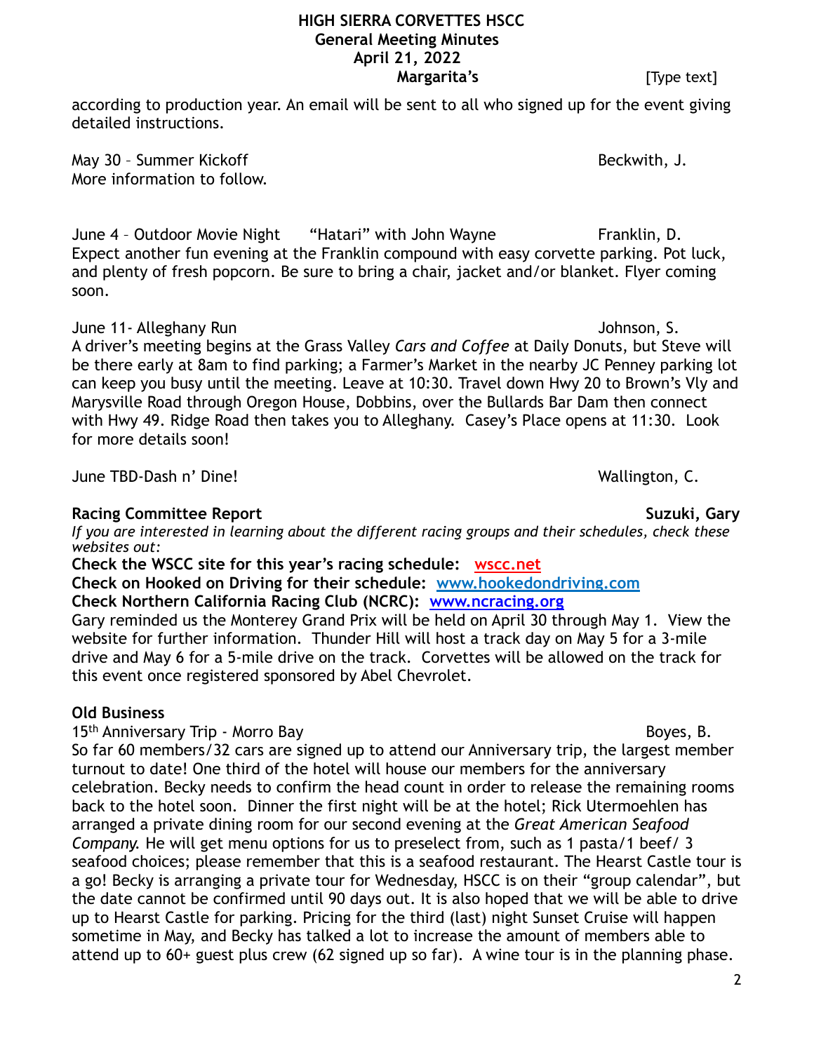according to production year. An email will be sent to all who signed up for the event giving detailed instructions.

May 30 – Summer Kickoff — Beckwith, J.
More information to follow.

June 4 – Outdoor Movie Night "Hatari" with John Wayne — Franklin, D.
Expect another fun evening at the Franklin compound with easy corvette parking. Pot luck, and plenty of fresh popcorn. Be sure to bring a chair, jacket and/or blanket. Flyer coming soon.

June 11- Alleghany Run — Johnson, S.
A driver's meeting begins at the Grass Valley *Cars and Coffee* at Daily Donuts, but Steve will be there early at 8am to find parking; a Farmer's Market in the nearby JC Penney parking lot can keep you busy until the meeting. Leave at 10:30. Travel down Hwy 20 to Brown's Vly and Marysville Road through Oregon House, Dobbins, over the Bullards Bar Dam then connect with Hwy 49. Ridge Road then takes you to Alleghany. Casey's Place opens at 11:30. Look for more details soon!

June TBD-Dash n' Dine! — Wallington, C.

**Racing Committee Report** — **Suzuki, Gary**

*If you are interested in learning about the different racing groups and their schedules, check these websites out:*

**Check the WSCC site for this year's racing schedule: wscc.net**
**Check on Hooked on Driving for their schedule: www.hookedondriving.com**
**Check Northern California Racing Club (NCRC): www.ncracing.org**

Gary reminded us the Monterey Grand Prix will be held on April 30 through May 1. View the website for further information. Thunder Hill will host a track day on May 5 for a 3-mile drive and May 6 for a 5-mile drive on the track. Corvettes will be allowed on the track for this event once registered sponsored by Abel Chevrolet.

**Old Business**

15th Anniversary Trip - Morro Bay — Boyes, B.
So far 60 members/32 cars are signed up to attend our Anniversary trip, the largest member turnout to date! One third of the hotel will house our members for the anniversary celebration. Becky needs to confirm the head count in order to release the remaining rooms back to the hotel soon. Dinner the first night will be at the hotel; Rick Utermoehlen has arranged a private dining room for our second evening at the *Great American Seafood Company.* He will get menu options for us to preselect from, such as 1 pasta/1 beef/ 3 seafood choices; please remember that this is a seafood restaurant. The Hearst Castle tour is a go! Becky is arranging a private tour for Wednesday, HSCC is on their "group calendar", but the date cannot be confirmed until 90 days out. It is also hoped that we will be able to drive up to Hearst Castle for parking. Pricing for the third (last) night Sunset Cruise will happen sometime in May, and Becky has talked a lot to increase the amount of members able to attend up to 60+ guest plus crew (62 signed up so far). A wine tour is in the planning phase.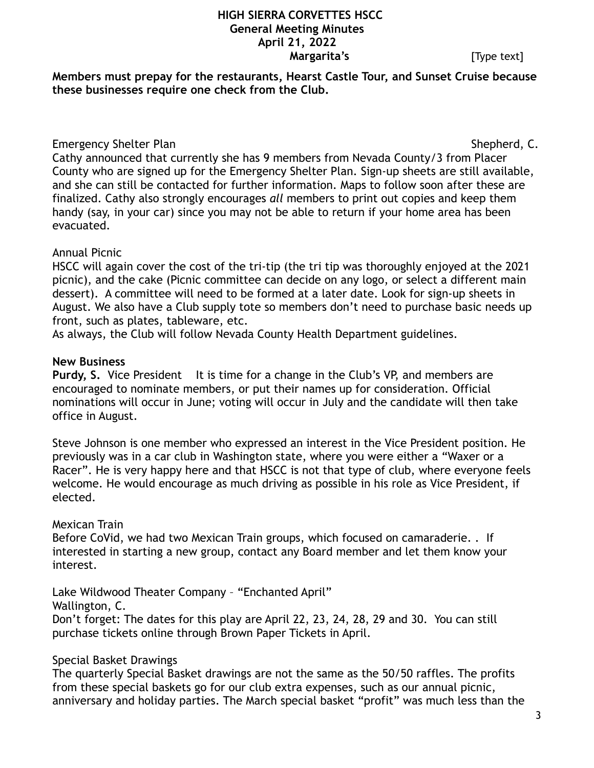# HIGH SIERRA CORVETTES HSCC
## General Meeting Minutes
## April 21, 2022
## Margarita's

[Type text]

**Members must prepay for the restaurants, Hearst Castle Tour, and Sunset Cruise because these businesses require one check from the Club.**

Emergency Shelter Plan — Shepherd, C.

Cathy announced that currently she has 9 members from Nevada County/3 from Placer County who are signed up for the Emergency Shelter Plan. Sign-up sheets are still available, and she can still be contacted for further information. Maps to follow soon after these are finalized. Cathy also strongly encourages *all* members to print out copies and keep them handy (say, in your car) since you may not be able to return if your home area has been evacuated.

Annual Picnic

HSCC will again cover the cost of the tri-tip (the tri tip was thoroughly enjoyed at the 2021 picnic), and the cake (Picnic committee can decide on any logo, or select a different main dessert). A committee will need to be formed at a later date. Look for sign-up sheets in August. We also have a Club supply tote so members don't need to purchase basic needs up front, such as plates, tableware, etc.
As always, the Club will follow Nevada County Health Department guidelines.

**New Business**

**Purdy, S.** Vice President It is time for a change in the Club's VP, and members are encouraged to nominate members, or put their names up for consideration. Official nominations will occur in June; voting will occur in July and the candidate will then take office in August.

Steve Johnson is one member who expressed an interest in the Vice President position. He previously was in a car club in Washington state, where you were either a "Waxer or a Racer". He is very happy here and that HSCC is not that type of club, where everyone feels welcome. He would encourage as much driving as possible in his role as Vice President, if elected.

Mexican Train

Before CoVid, we had two Mexican Train groups, which focused on camaraderie. . If interested in starting a new group, contact any Board member and let them know your interest.

Lake Wildwood Theater Company – "Enchanted April"
Wallington, C.
Don't forget: The dates for this play are April 22, 23, 24, 28, 29 and 30. You can still purchase tickets online through Brown Paper Tickets in April.

Special Basket Drawings

The quarterly Special Basket drawings are not the same as the 50/50 raffles. The profits from these special baskets go for our club extra expenses, such as our annual picnic, anniversary and holiday parties. The March special basket "profit" was much less than the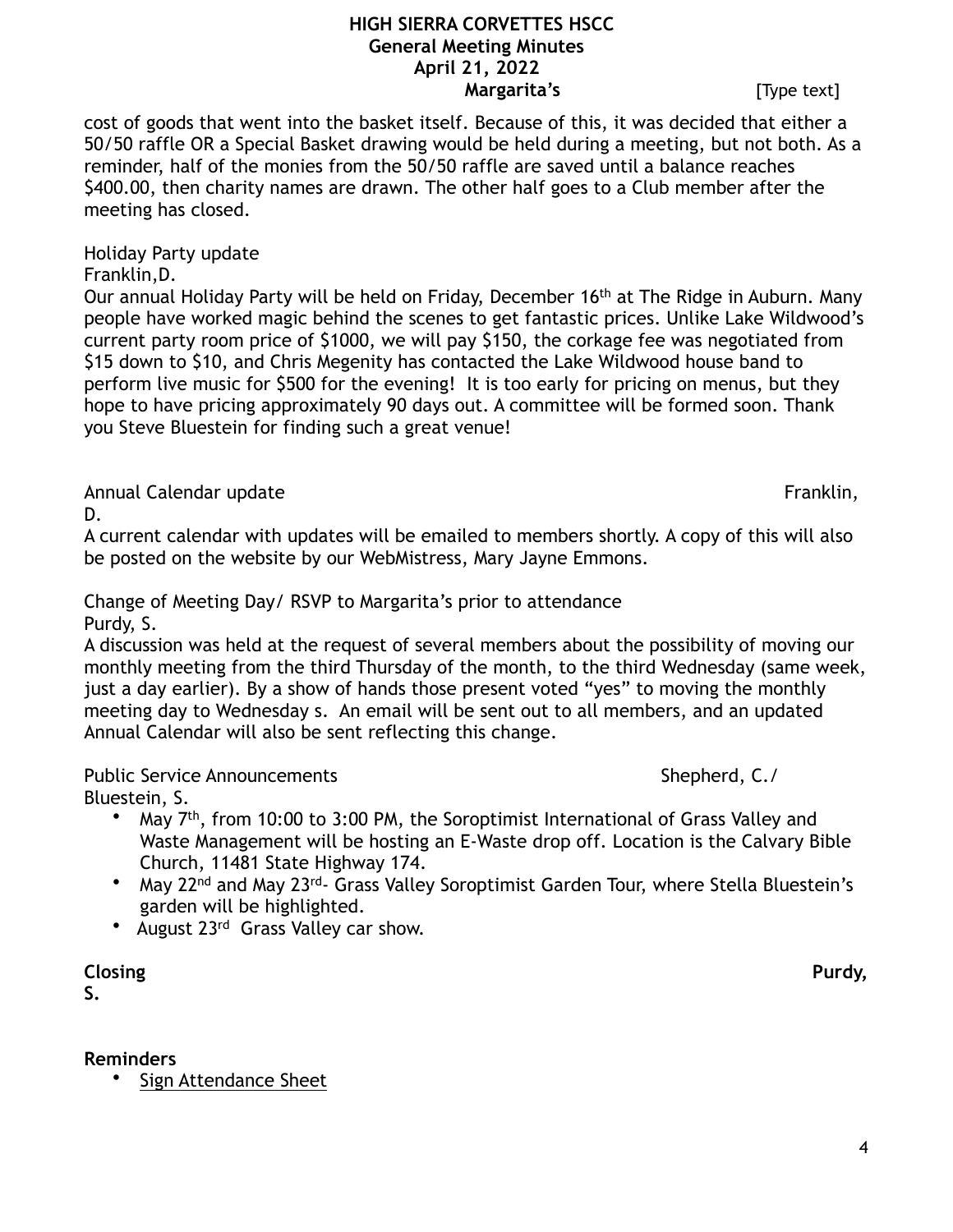cost of goods that went into the basket itself. Because of this, it was decided that either a 50/50 raffle OR a Special Basket drawing would be held during a meeting, but not both. As a reminder, half of the monies from the 50/50 raffle are saved until a balance reaches $400.00, then charity names are drawn. The other half goes to a Club member after the meeting has closed.

Holiday Party update
Franklin,D.
Our annual Holiday Party will be held on Friday, December 16th at The Ridge in Auburn. Many people have worked magic behind the scenes to get fantastic prices. Unlike Lake Wildwood's current party room price of $1000, we will pay $150, the corkage fee was negotiated from $15 down to $10, and Chris Megenity has contacted the Lake Wildwood house band to perform live music for $500 for the evening! It is too early for pricing on menus, but they hope to have pricing approximately 90 days out. A committee will be formed soon. Thank you Steve Bluestein for finding such a great venue!

Annual Calendar update Franklin, D.
A current calendar with updates will be emailed to members shortly. A copy of this will also be posted on the website by our WebMistress, Mary Jayne Emmons.

Change of Meeting Day/ RSVP to Margarita's prior to attendance
Purdy, S.
A discussion was held at the request of several members about the possibility of moving our monthly meeting from the third Thursday of the month, to the third Wednesday (same week, just a day earlier). By a show of hands those present voted "yes" to moving the monthly meeting day to Wednesday s. An email will be sent out to all members, and an updated Annual Calendar will also be sent reflecting this change.

Public Service Announcements Shepherd, C./ Bluestein, S.

- May 7th, from 10:00 to 3:00 PM, the Soroptimist International of Grass Valley and Waste Management will be hosting an E-Waste drop off. Location is the Calvary Bible Church, 11481 State Highway 174.
- May 22nd and May 23rd- Grass Valley Soroptimist Garden Tour, where Stella Bluestein's garden will be highlighted.
- August 23rd Grass Valley car show.

**Closing** **Purdy, S.**

**Reminders**

- Sign Attendance Sheet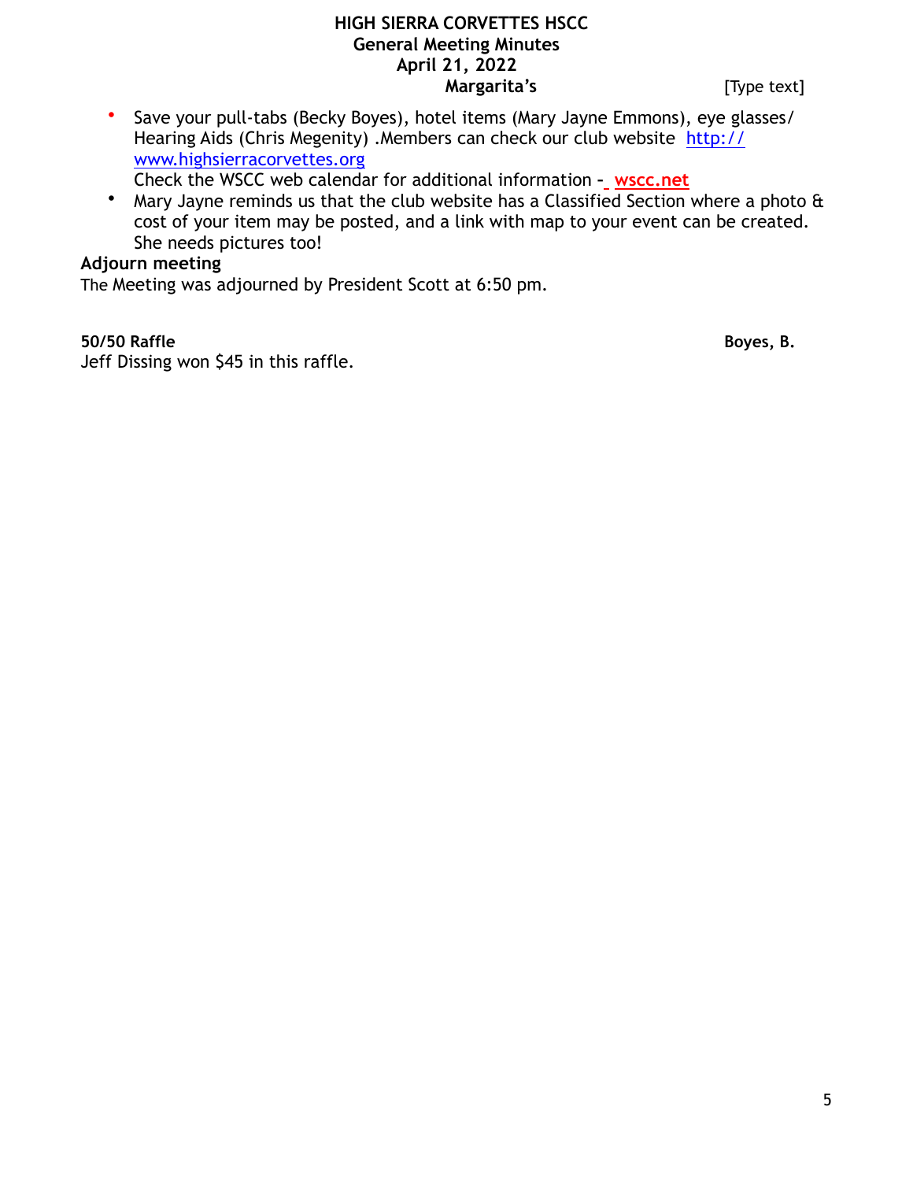- Save your pull-tabs (Becky Boyes), hotel items (Mary Jayne Emmons), eye glasses/ Hearing Aids (Chris Megenity) .Members can check our club website http://www.highsierracorvettes.org
  Check the WSCC web calendar for additional information - wscc.net
- Mary Jayne reminds us that the club website has a Classified Section where a photo & cost of your item may be posted, and a link with map to your event can be created. She needs pictures too!

**Adjourn meeting**

The Meeting was adjourned by President Scott at 6:50 pm.

**50/50 Raffle** **Boyes, B.**

Jeff Dissing won $45 in this raffle.